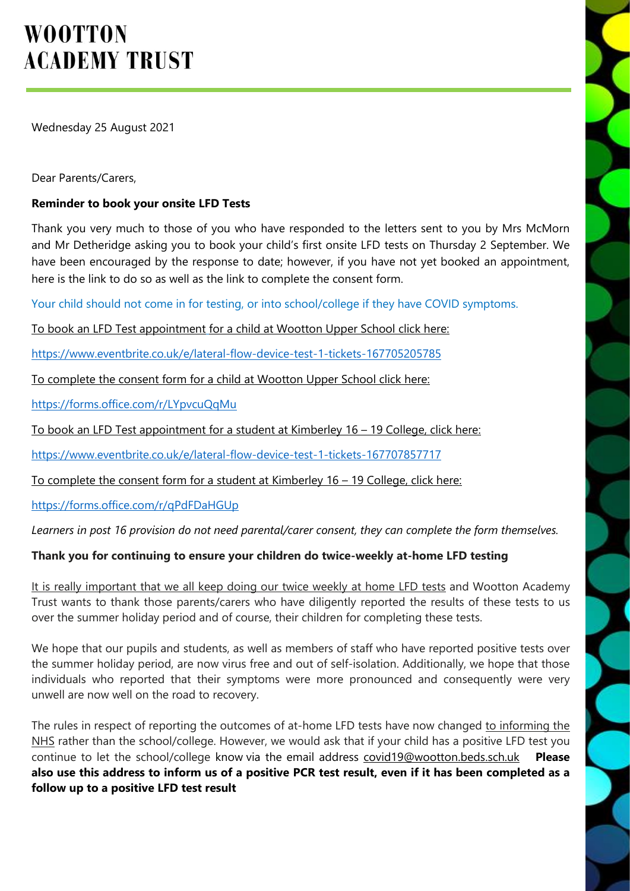# WOOTTON
# ACADEMY TRUST

Wednesday 25 August 2021

Dear Parents/Carers,

**Reminder to book your onsite LFD Tests**

Thank you very much to those of you who have responded to the letters sent to you by Mrs McMorn and Mr Detheridge asking you to book your child's first onsite LFD tests on Thursday 2 September. We have been encouraged by the response to date; however, if you have not yet booked an appointment, here is the link to do so as well as the link to complete the consent form.

Your child should not come in for testing, or into school/college if they have COVID symptoms.

To book an LFD Test appointment for a child at Wootton Upper School click here:

https://www.eventbrite.co.uk/e/lateral-flow-device-test-1-tickets-167705205785

To complete the consent form for a child at Wootton Upper School click here:

https://forms.office.com/r/LYpvcuQqMu

To book an LFD Test appointment for a student at Kimberley 16 – 19 College, click here:

https://www.eventbrite.co.uk/e/lateral-flow-device-test-1-tickets-167707857717

To complete the consent form for a student at Kimberley 16 – 19 College, click here:

https://forms.office.com/r/qPdFDaHGUp

*Learners in post 16 provision do not need parental/carer consent, they can complete the form themselves.*

**Thank you for continuing to ensure your children do twice-weekly at-home LFD testing**

It is really important that we all keep doing our twice weekly at home LFD tests and Wootton Academy Trust wants to thank those parents/carers who have diligently reported the results of these tests to us over the summer holiday period and of course, their children for completing these tests.

We hope that our pupils and students, as well as members of staff who have reported positive tests over the summer holiday period, are now virus free and out of self-isolation. Additionally, we hope that those individuals who reported that their symptoms were more pronounced and consequently were very unwell are now well on the road to recovery.

The rules in respect of reporting the outcomes of at-home LFD tests have now changed to informing the NHS rather than the school/college. However, we would ask that if your child has a positive LFD test you continue to let the school/college know via the email address covid19@wootton.beds.sch.uk **Please also use this address to inform us of a positive PCR test result, even if it has been completed as a follow up to a positive LFD test result**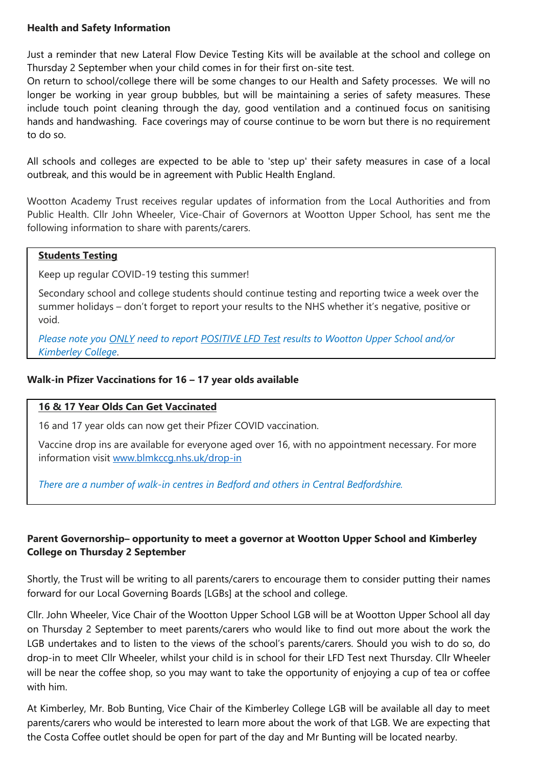**Health and Safety Information**

Just a reminder that new Lateral Flow Device Testing Kits will be available at the school and college on Thursday 2 September when your child comes in for their first on-site test.

On return to school/college there will be some changes to our Health and Safety processes. We will no longer be working in year group bubbles, but will be maintaining a series of safety measures. These include touch point cleaning through the day, good ventilation and a continued focus on sanitising hands and handwashing. Face coverings may of course continue to be worn but there is no requirement to do so.

All schools and colleges are expected to be able to 'step up' their safety measures in case of a local outbreak, and this would be in agreement with Public Health England.

Wootton Academy Trust receives regular updates of information from the Local Authorities and from Public Health. Cllr John Wheeler, Vice-Chair of Governors at Wootton Upper School, has sent me the following information to share with parents/carers.

> **Students Testing**
>
> Keep up regular COVID-19 testing this summer!
>
> Secondary school and college students should continue testing and reporting twice a week over the summer holidays – don't forget to report your results to the NHS whether it's negative, positive or void.
>
> *Please note you ONLY need to report POSITIVE LFD Test results to Wootton Upper School and/or Kimberley College.*

**Walk-in Pfizer Vaccinations for 16 – 17 year olds available**

> **16 & 17 Year Olds Can Get Vaccinated**
>
> 16 and 17 year olds can now get their Pfizer COVID vaccination.
>
> Vaccine drop ins are available for everyone aged over 16, with no appointment necessary. For more information visit www.blmkccg.nhs.uk/drop-in
>
> *There are a number of walk-in centres in Bedford and others in Central Bedfordshire.*

**Parent Governorship– opportunity to meet a governor at Wootton Upper School and Kimberley College on Thursday 2 September**

Shortly, the Trust will be writing to all parents/carers to encourage them to consider putting their names forward for our Local Governing Boards [LGBs] at the school and college.

Cllr. John Wheeler, Vice Chair of the Wootton Upper School LGB will be at Wootton Upper School all day on Thursday 2 September to meet parents/carers who would like to find out more about the work the LGB undertakes and to listen to the views of the school's parents/carers. Should you wish to do so, do drop-in to meet Cllr Wheeler, whilst your child is in school for their LFD Test next Thursday. Cllr Wheeler will be near the coffee shop, so you may want to take the opportunity of enjoying a cup of tea or coffee with him.

At Kimberley, Mr. Bob Bunting, Vice Chair of the Kimberley College LGB will be available all day to meet parents/carers who would be interested to learn more about the work of that LGB. We are expecting that the Costa Coffee outlet should be open for part of the day and Mr Bunting will be located nearby.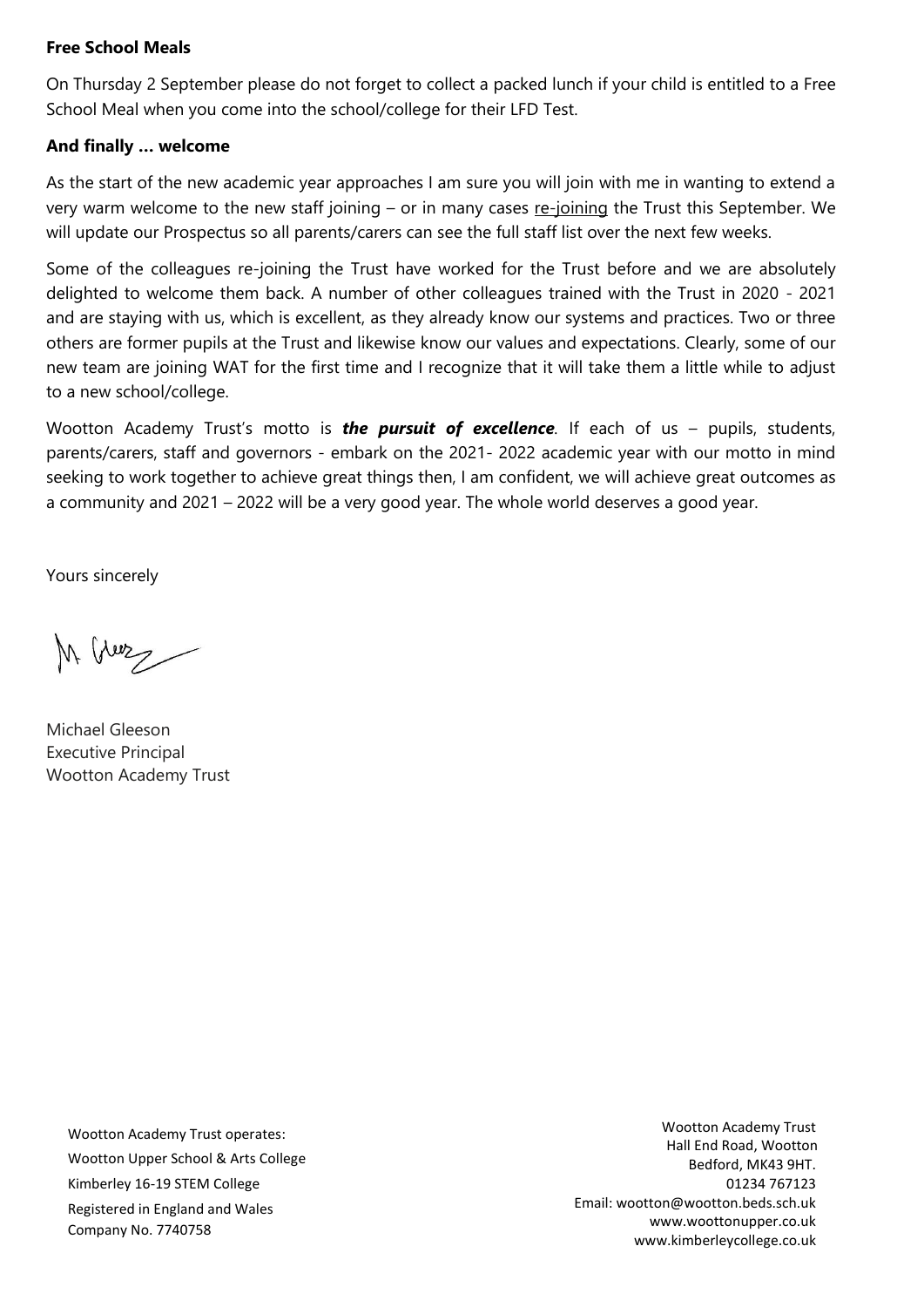**Free School Meals**

On Thursday 2 September please do not forget to collect a packed lunch if your child is entitled to a Free School Meal when you come into the school/college for their LFD Test.

**And finally … welcome**

As the start of the new academic year approaches I am sure you will join with me in wanting to extend a very warm welcome to the new staff joining – or in many cases re-joining the Trust this September. We will update our Prospectus so all parents/carers can see the full staff list over the next few weeks.

Some of the colleagues re-joining the Trust have worked for the Trust before and we are absolutely delighted to welcome them back. A number of other colleagues trained with the Trust in 2020 - 2021 and are staying with us, which is excellent, as they already know our systems and practices. Two or three others are former pupils at the Trust and likewise know our values and expectations. Clearly, some of our new team are joining WAT for the first time and I recognize that it will take them a little while to adjust to a new school/college.

Wootton Academy Trust's motto is ***the pursuit of excellence***. If each of us – pupils, students, parents/carers, staff and governors - embark on the 2021- 2022 academic year with our motto in mind seeking to work together to achieve great things then, I am confident, we will achieve great outcomes as a community and 2021 – 2022 will be a very good year. The whole world deserves a good year.

Yours sincerely

Michael Gleeson
Executive Principal
Wootton Academy Trust

Wootton Academy Trust operates:
Wootton Upper School & Arts College
Kimberley 16-19 STEM College
Registered in England and Wales
Company No. 7740758

Wootton Academy Trust
Hall End Road, Wootton
Bedford, MK43 9HT.
01234 767123
Email: wootton@wootton.beds.sch.uk
www.woottonupper.co.uk
www.kimberleycollege.co.uk